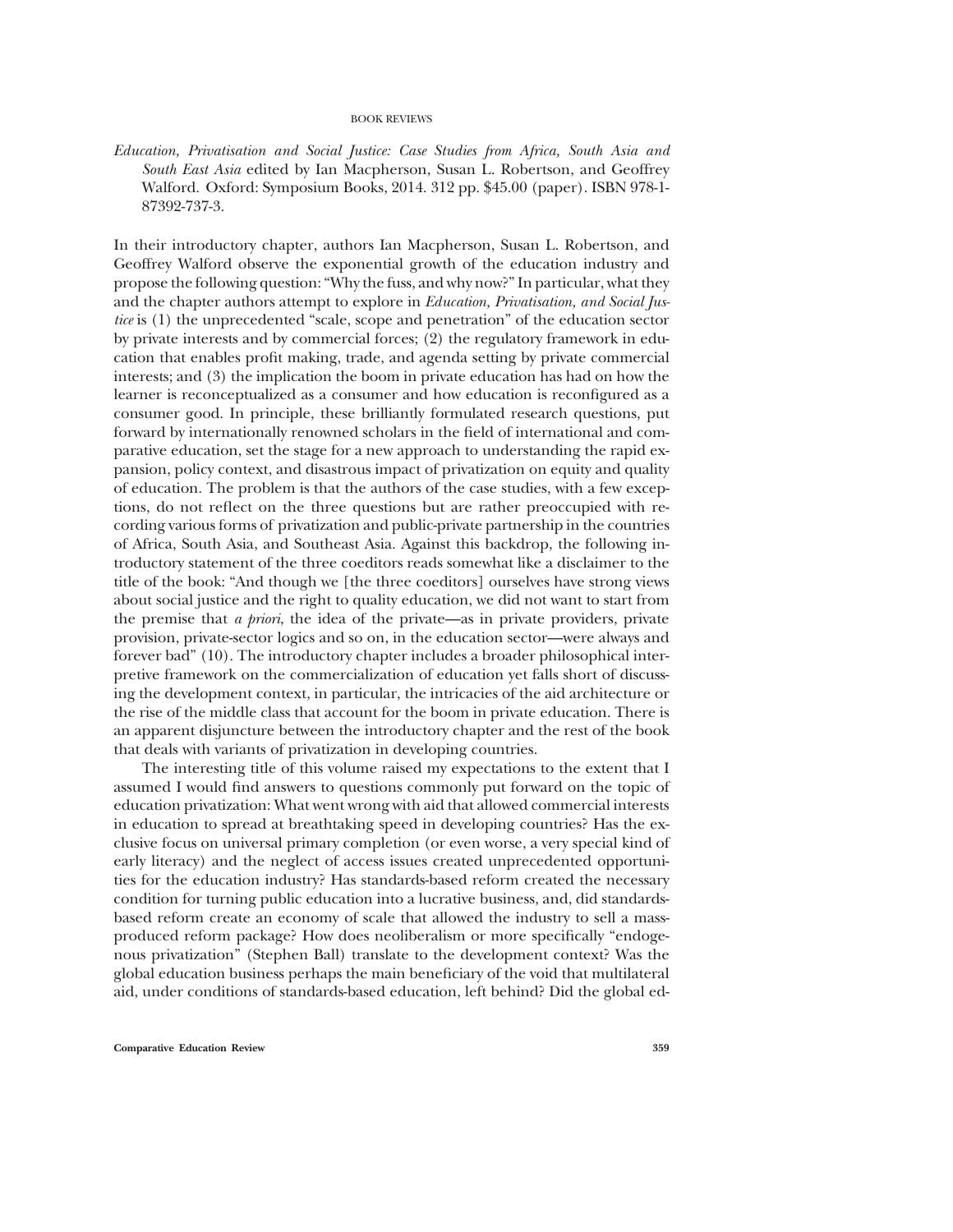*Education, Privatisation and Social Justice: Case Studies from Africa, South Asia and South East Asia* edited by Ian Macpherson, Susan L. Robertson, and Geoffrey Walford. Oxford: Symposium Books, 2014. 312 pp. $45.00 (paper). ISBN 978-1-87392-737-3.

In their introductory chapter, authors Ian Macpherson, Susan L. Robertson, and Geoffrey Walford observe the exponential growth of the education industry and propose the following question: "Why the fuss, and why now?" In particular, what they and the chapter authors attempt to explore in *Education, Privatisation, and Social Justice* is (1) the unprecedented "scale, scope and penetration" of the education sector by private interests and by commercial forces; (2) the regulatory framework in education that enables profit making, trade, and agenda setting by private commercial interests; and (3) the implication the boom in private education has had on how the learner is reconceptualized as a consumer and how education is reconfigured as a consumer good. In principle, these brilliantly formulated research questions, put forward by internationally renowned scholars in the field of international and comparative education, set the stage for a new approach to understanding the rapid expansion, policy context, and disastrous impact of privatization on equity and quality of education. The problem is that the authors of the case studies, with a few exceptions, do not reflect on the three questions but are rather preoccupied with recording various forms of privatization and public-private partnership in the countries of Africa, South Asia, and Southeast Asia. Against this backdrop, the following introductory statement of the three coeditors reads somewhat like a disclaimer to the title of the book: "And though we [the three coeditors] ourselves have strong views about social justice and the right to quality education, we did not want to start from the premise that *a priori*, the idea of the private—as in private providers, private provision, private-sector logics and so on, in the education sector—were always and forever bad" (10). The introductory chapter includes a broader philosophical interpretive framework on the commercialization of education yet falls short of discussing the development context, in particular, the intricacies of the aid architecture or the rise of the middle class that account for the boom in private education. There is an apparent disjuncture between the introductory chapter and the rest of the book that deals with variants of privatization in developing countries.

The interesting title of this volume raised my expectations to the extent that I assumed I would find answers to questions commonly put forward on the topic of education privatization: What went wrong with aid that allowed commercial interests in education to spread at breathtaking speed in developing countries? Has the exclusive focus on universal primary completion (or even worse, a very special kind of early literacy) and the neglect of access issues created unprecedented opportunities for the education industry? Has standards-based reform created the necessary condition for turning public education into a lucrative business, and, did standards-based reform create an economy of scale that allowed the industry to sell a mass-produced reform package? How does neoliberalism or more specifically "endogenous privatization" (Stephen Ball) translate to the development context? Was the global education business perhaps the main beneficiary of the void that multilateral aid, under conditions of standards-based education, left behind? Did the global ed-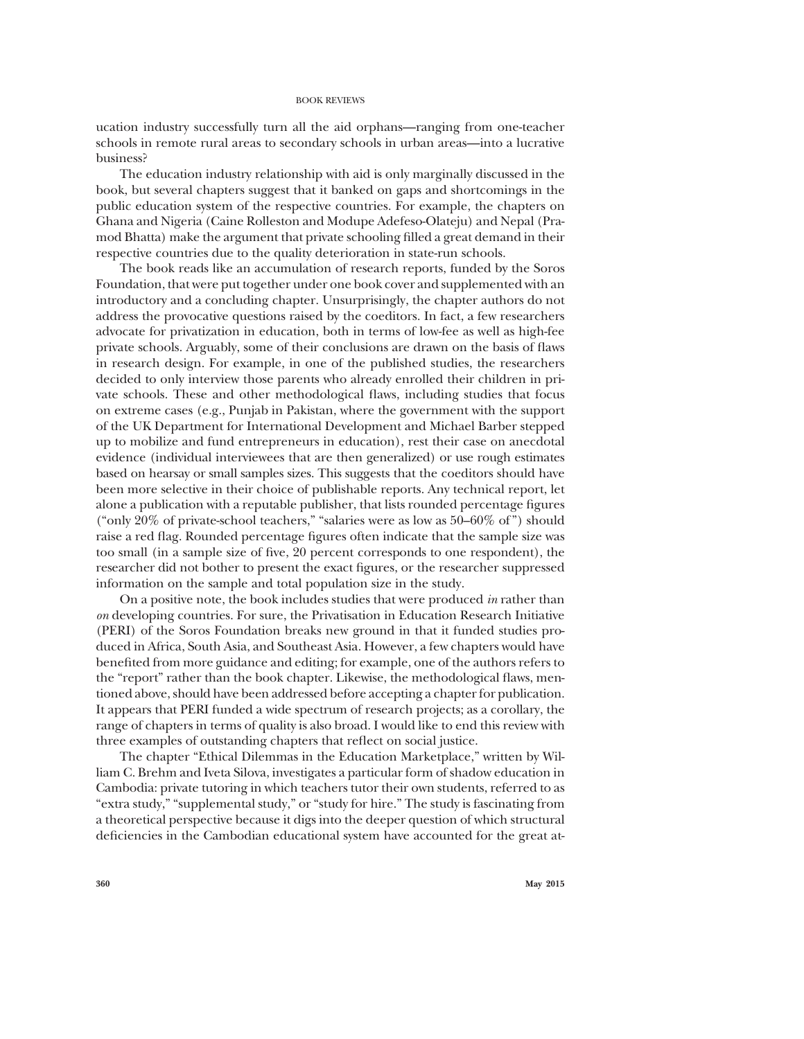ucation industry successfully turn all the aid orphans—ranging from one-teacher schools in remote rural areas to secondary schools in urban areas—into a lucrative business?

The education industry relationship with aid is only marginally discussed in the book, but several chapters suggest that it banked on gaps and shortcomings in the public education system of the respective countries. For example, the chapters on Ghana and Nigeria (Caine Rolleston and Modupe Adefeso-Olateju) and Nepal (Pramod Bhatta) make the argument that private schooling filled a great demand in their respective countries due to the quality deterioration in state-run schools.

The book reads like an accumulation of research reports, funded by the Soros Foundation, that were put together under one book cover and supplemented with an introductory and a concluding chapter. Unsurprisingly, the chapter authors do not address the provocative questions raised by the coeditors. In fact, a few researchers advocate for privatization in education, both in terms of low-fee as well as high-fee private schools. Arguably, some of their conclusions are drawn on the basis of flaws in research design. For example, in one of the published studies, the researchers decided to only interview those parents who already enrolled their children in private schools. These and other methodological flaws, including studies that focus on extreme cases (e.g., Punjab in Pakistan, where the government with the support of the UK Department for International Development and Michael Barber stepped up to mobilize and fund entrepreneurs in education), rest their case on anecdotal evidence (individual interviewees that are then generalized) or use rough estimates based on hearsay or small samples sizes. This suggests that the coeditors should have been more selective in their choice of publishable reports. Any technical report, let alone a publication with a reputable publisher, that lists rounded percentage figures ("only 20% of private-school teachers," "salaries were as low as 50–60% of") should raise a red flag. Rounded percentage figures often indicate that the sample size was too small (in a sample size of five, 20 percent corresponds to one respondent), the researcher did not bother to present the exact figures, or the researcher suppressed information on the sample and total population size in the study.

On a positive note, the book includes studies that were produced *in* rather than *on* developing countries. For sure, the Privatisation in Education Research Initiative (PERI) of the Soros Foundation breaks new ground in that it funded studies produced in Africa, South Asia, and Southeast Asia. However, a few chapters would have benefited from more guidance and editing; for example, one of the authors refers to the "report" rather than the book chapter. Likewise, the methodological flaws, mentioned above, should have been addressed before accepting a chapter for publication. It appears that PERI funded a wide spectrum of research projects; as a corollary, the range of chapters in terms of quality is also broad. I would like to end this review with three examples of outstanding chapters that reflect on social justice.

The chapter "Ethical Dilemmas in the Education Marketplace," written by William C. Brehm and Iveta Silova, investigates a particular form of shadow education in Cambodia: private tutoring in which teachers tutor their own students, referred to as "extra study," "supplemental study," or "study for hire." The study is fascinating from a theoretical perspective because it digs into the deeper question of which structural deficiencies in the Cambodian educational system have accounted for the great at-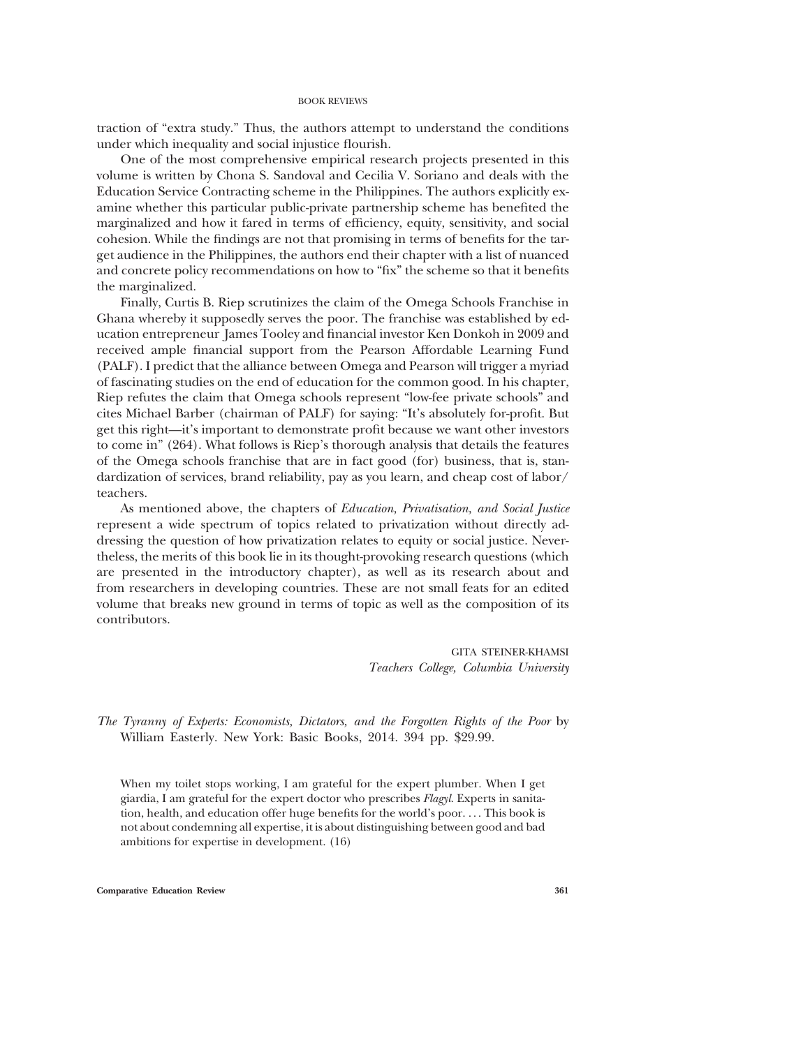traction of "extra study." Thus, the authors attempt to understand the conditions under which inequality and social injustice flourish.

One of the most comprehensive empirical research projects presented in this volume is written by Chona S. Sandoval and Cecilia V. Soriano and deals with the Education Service Contracting scheme in the Philippines. The authors explicitly examine whether this particular public-private partnership scheme has benefited the marginalized and how it fared in terms of efficiency, equity, sensitivity, and social cohesion. While the findings are not that promising in terms of benefits for the target audience in the Philippines, the authors end their chapter with a list of nuanced and concrete policy recommendations on how to "fix" the scheme so that it benefits the marginalized.

Finally, Curtis B. Riep scrutinizes the claim of the Omega Schools Franchise in Ghana whereby it supposedly serves the poor. The franchise was established by education entrepreneur James Tooley and financial investor Ken Donkoh in 2009 and received ample financial support from the Pearson Affordable Learning Fund (PALF). I predict that the alliance between Omega and Pearson will trigger a myriad of fascinating studies on the end of education for the common good. In his chapter, Riep refutes the claim that Omega schools represent "low-fee private schools" and cites Michael Barber (chairman of PALF) for saying: "It's absolutely for-profit. But get this right—it's important to demonstrate profit because we want other investors to come in" (264). What follows is Riep's thorough analysis that details the features of the Omega schools franchise that are in fact good (for) business, that is, standardization of services, brand reliability, pay as you learn, and cheap cost of labor/teachers.

As mentioned above, the chapters of *Education, Privatisation, and Social Justice* represent a wide spectrum of topics related to privatization without directly addressing the question of how privatization relates to equity or social justice. Nevertheless, the merits of this book lie in its thought-provoking research questions (which are presented in the introductory chapter), as well as its research about and from researchers in developing countries. These are not small feats for an edited volume that breaks new ground in terms of topic as well as the composition of its contributors.

GITA STEINER-KHAMSI
*Teachers College, Columbia University*

*The Tyranny of Experts: Economists, Dictators, and the Forgotten Rights of the Poor* by William Easterly. New York: Basic Books, 2014. 394 pp. $29.99.

> When my toilet stops working, I am grateful for the expert plumber. When I get giardia, I am grateful for the expert doctor who prescribes *Flagyl*. Experts in sanitation, health, and education offer huge benefits for the world's poor. . . . This book is not about condemning all expertise, it is about distinguishing between good and bad ambitions for expertise in development. (16)